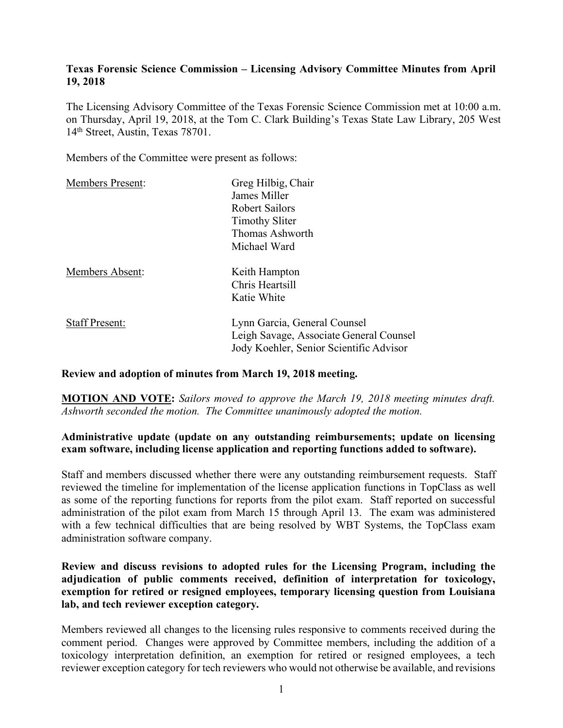**Texas Forensic Science Commission – Licensing Advisory Committee Minutes from April 19, 2018**

The Licensing Advisory Committee of the Texas Forensic Science Commission met at 10:00 a.m. on Thursday, April 19, 2018, at the Tom C. Clark Building's Texas State Law Library, 205 West 14th Street, Austin, Texas 78701.

Members of the Committee were present as follows:

| | |
|---|---|
| Members Present: | Greg Hilbig, Chair<br>James Miller<br>Robert Sailors<br>Timothy Sliter<br>Thomas Ashworth<br>Michael Ward |
| Members Absent: | Keith Hampton<br>Chris Heartsill<br>Katie White |
| Staff Present: | Lynn Garcia, General Counsel<br>Leigh Savage, Associate General Counsel<br>Jody Koehler, Senior Scientific Advisor |

**Review and adoption of minutes from March 19, 2018 meeting.**

**MOTION AND VOTE:** *Sailors moved to approve the March 19, 2018 meeting minutes draft. Ashworth seconded the motion. The Committee unanimously adopted the motion.*

**Administrative update (update on any outstanding reimbursements; update on licensing exam software, including license application and reporting functions added to software).**

Staff and members discussed whether there were any outstanding reimbursement requests. Staff reviewed the timeline for implementation of the license application functions in TopClass as well as some of the reporting functions for reports from the pilot exam. Staff reported on successful administration of the pilot exam from March 15 through April 13. The exam was administered with a few technical difficulties that are being resolved by WBT Systems, the TopClass exam administration software company.

**Review and discuss revisions to adopted rules for the Licensing Program, including the adjudication of public comments received, definition of interpretation for toxicology, exemption for retired or resigned employees, temporary licensing question from Louisiana lab, and tech reviewer exception category.**

Members reviewed all changes to the licensing rules responsive to comments received during the comment period. Changes were approved by Committee members, including the addition of a toxicology interpretation definition, an exemption for retired or resigned employees, a tech reviewer exception category for tech reviewers who would not otherwise be available, and revisions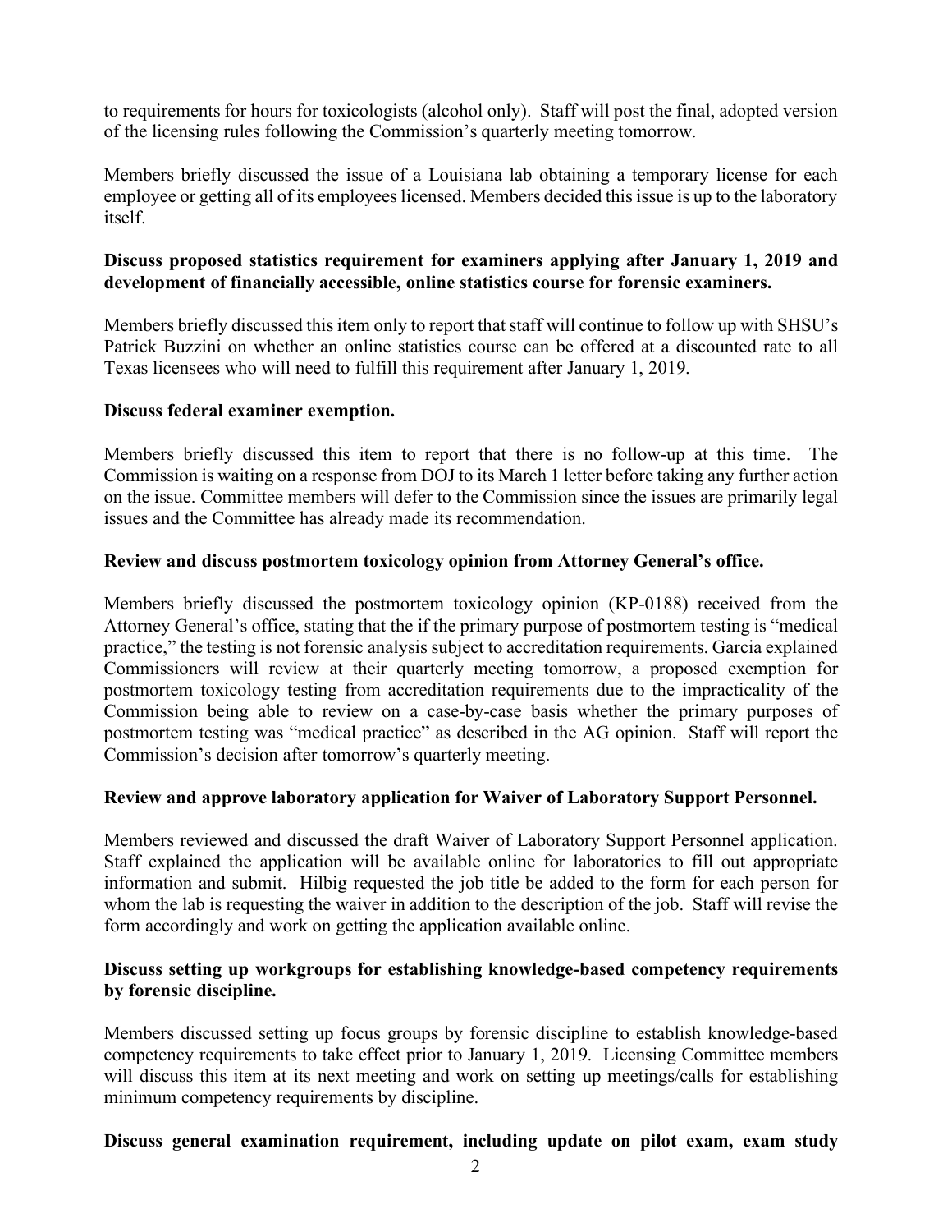to requirements for hours for toxicologists (alcohol only). Staff will post the final, adopted version of the licensing rules following the Commission's quarterly meeting tomorrow.

Members briefly discussed the issue of a Louisiana lab obtaining a temporary license for each employee or getting all of its employees licensed. Members decided this issue is up to the laboratory itself.

**Discuss proposed statistics requirement for examiners applying after January 1, 2019 and development of financially accessible, online statistics course for forensic examiners.**

Members briefly discussed this item only to report that staff will continue to follow up with SHSU's Patrick Buzzini on whether an online statistics course can be offered at a discounted rate to all Texas licensees who will need to fulfill this requirement after January 1, 2019.

**Discuss federal examiner exemption.**

Members briefly discussed this item to report that there is no follow-up at this time. The Commission is waiting on a response from DOJ to its March 1 letter before taking any further action on the issue. Committee members will defer to the Commission since the issues are primarily legal issues and the Committee has already made its recommendation.

**Review and discuss postmortem toxicology opinion from Attorney General's office.**

Members briefly discussed the postmortem toxicology opinion (KP-0188) received from the Attorney General's office, stating that the if the primary purpose of postmortem testing is "medical practice," the testing is not forensic analysis subject to accreditation requirements. Garcia explained Commissioners will review at their quarterly meeting tomorrow, a proposed exemption for postmortem toxicology testing from accreditation requirements due to the impracticality of the Commission being able to review on a case-by-case basis whether the primary purposes of postmortem testing was "medical practice" as described in the AG opinion. Staff will report the Commission's decision after tomorrow's quarterly meeting.

**Review and approve laboratory application for Waiver of Laboratory Support Personnel.**

Members reviewed and discussed the draft Waiver of Laboratory Support Personnel application. Staff explained the application will be available online for laboratories to fill out appropriate information and submit. Hilbig requested the job title be added to the form for each person for whom the lab is requesting the waiver in addition to the description of the job. Staff will revise the form accordingly and work on getting the application available online.

**Discuss setting up workgroups for establishing knowledge-based competency requirements by forensic discipline.**

Members discussed setting up focus groups by forensic discipline to establish knowledge-based competency requirements to take effect prior to January 1, 2019. Licensing Committee members will discuss this item at its next meeting and work on setting up meetings/calls for establishing minimum competency requirements by discipline.

**Discuss general examination requirement, including update on pilot exam, exam study**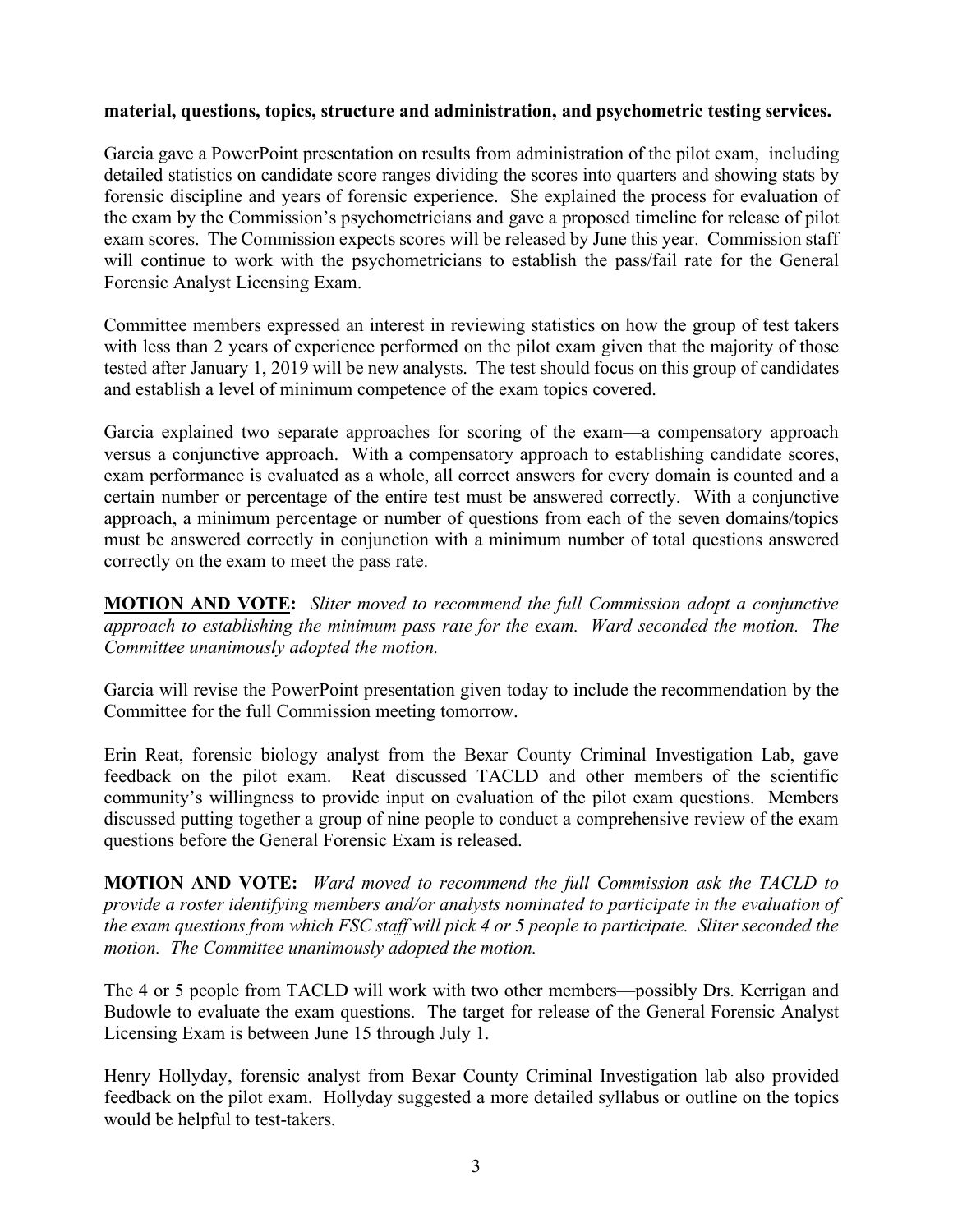**material, questions, topics, structure and administration, and psychometric testing services.**

Garcia gave a PowerPoint presentation on results from administration of the pilot exam, including detailed statistics on candidate score ranges dividing the scores into quarters and showing stats by forensic discipline and years of forensic experience. She explained the process for evaluation of the exam by the Commission's psychometricians and gave a proposed timeline for release of pilot exam scores. The Commission expects scores will be released by June this year. Commission staff will continue to work with the psychometricians to establish the pass/fail rate for the General Forensic Analyst Licensing Exam.

Committee members expressed an interest in reviewing statistics on how the group of test takers with less than 2 years of experience performed on the pilot exam given that the majority of those tested after January 1, 2019 will be new analysts. The test should focus on this group of candidates and establish a level of minimum competence of the exam topics covered.

Garcia explained two separate approaches for scoring of the exam—a compensatory approach versus a conjunctive approach. With a compensatory approach to establishing candidate scores, exam performance is evaluated as a whole, all correct answers for every domain is counted and a certain number or percentage of the entire test must be answered correctly. With a conjunctive approach, a minimum percentage or number of questions from each of the seven domains/topics must be answered correctly in conjunction with a minimum number of total questions answered correctly on the exam to meet the pass rate.

**MOTION AND VOTE:** *Sliter moved to recommend the full Commission adopt a conjunctive approach to establishing the minimum pass rate for the exam. Ward seconded the motion. The Committee unanimously adopted the motion.*

Garcia will revise the PowerPoint presentation given today to include the recommendation by the Committee for the full Commission meeting tomorrow.

Erin Reat, forensic biology analyst from the Bexar County Criminal Investigation Lab, gave feedback on the pilot exam. Reat discussed TACLD and other members of the scientific community's willingness to provide input on evaluation of the pilot exam questions. Members discussed putting together a group of nine people to conduct a comprehensive review of the exam questions before the General Forensic Exam is released.

**MOTION AND VOTE:** *Ward moved to recommend the full Commission ask the TACLD to provide a roster identifying members and/or analysts nominated to participate in the evaluation of the exam questions from which FSC staff will pick 4 or 5 people to participate. Sliter seconded the motion. The Committee unanimously adopted the motion.*

The 4 or 5 people from TACLD will work with two other members—possibly Drs. Kerrigan and Budowle to evaluate the exam questions. The target for release of the General Forensic Analyst Licensing Exam is between June 15 through July 1.

Henry Hollyday, forensic analyst from Bexar County Criminal Investigation lab also provided feedback on the pilot exam. Hollyday suggested a more detailed syllabus or outline on the topics would be helpful to test-takers.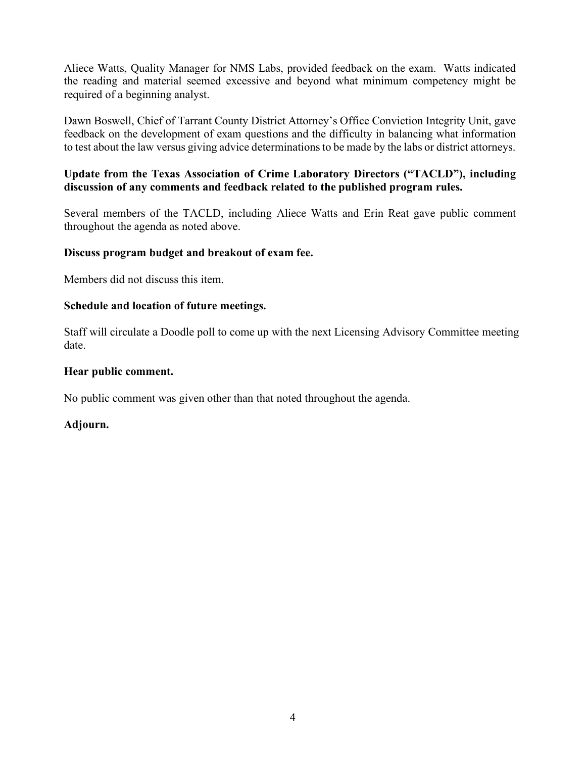Aliece Watts, Quality Manager for NMS Labs, provided feedback on the exam. Watts indicated the reading and material seemed excessive and beyond what minimum competency might be required of a beginning analyst.

Dawn Boswell, Chief of Tarrant County District Attorney's Office Conviction Integrity Unit, gave feedback on the development of exam questions and the difficulty in balancing what information to test about the law versus giving advice determinations to be made by the labs or district attorneys.

**Update from the Texas Association of Crime Laboratory Directors ("TACLD"), including discussion of any comments and feedback related to the published program rules.**

Several members of the TACLD, including Aliece Watts and Erin Reat gave public comment throughout the agenda as noted above.

**Discuss program budget and breakout of exam fee.**

Members did not discuss this item.

**Schedule and location of future meetings.**

Staff will circulate a Doodle poll to come up with the next Licensing Advisory Committee meeting date.

**Hear public comment.**

No public comment was given other than that noted throughout the agenda.

**Adjourn.**